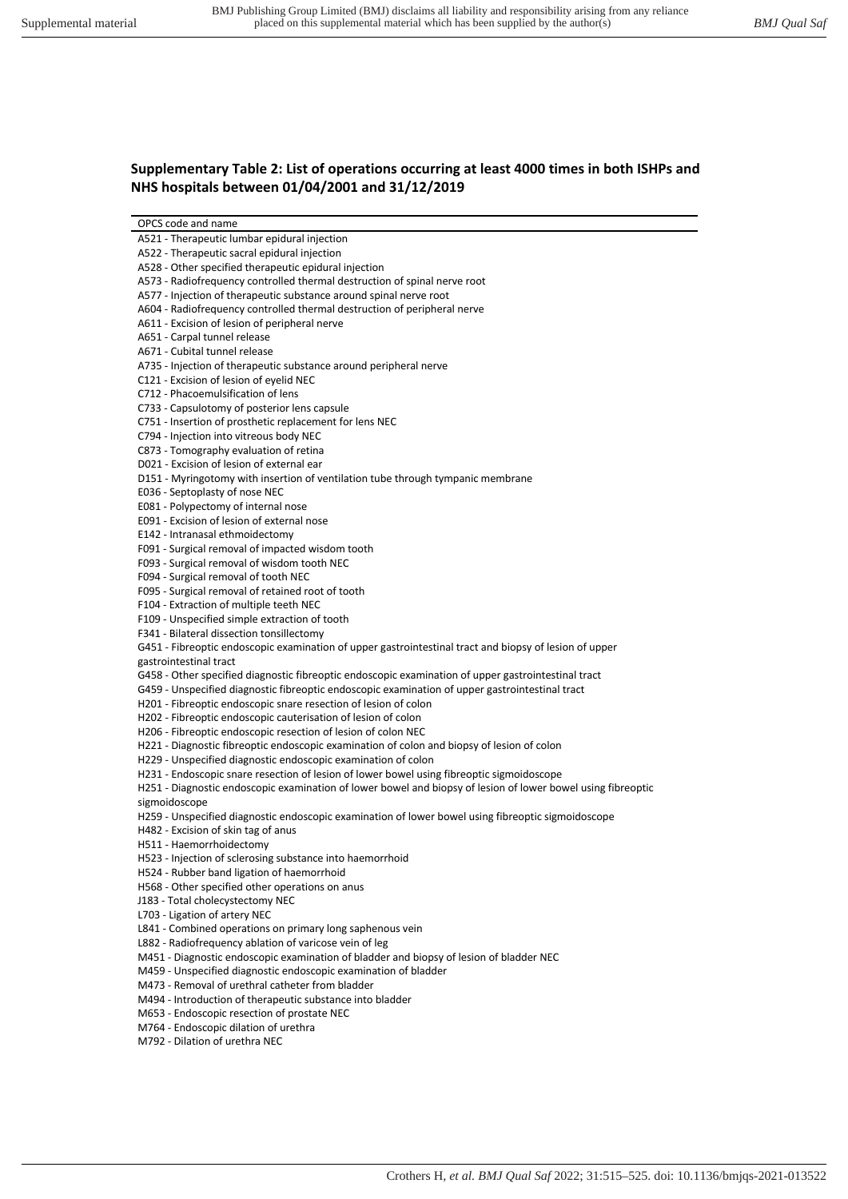## Supplementary Table 2: List of operations occurring at least 4000 times in both ISHPs and NHS hospitals between 01/04/2001 and 31/12/2019

| OPCS code and name |
|---|
| A521 - Therapeutic lumbar epidural injection |
| A522 - Therapeutic sacral epidural injection |
| A528 - Other specified therapeutic epidural injection |
| A573 - Radiofrequency controlled thermal destruction of spinal nerve root |
| A577 - Injection of therapeutic substance around spinal nerve root |
| A604 - Radiofrequency controlled thermal destruction of peripheral nerve |
| A611 - Excision of lesion of peripheral nerve |
| A651 - Carpal tunnel release |
| A671 - Cubital tunnel release |
| A735 - Injection of therapeutic substance around peripheral nerve |
| C121 - Excision of lesion of eyelid NEC |
| C712 - Phacoemulsification of lens |
| C733 - Capsulotomy of posterior lens capsule |
| C751 - Insertion of prosthetic replacement for lens NEC |
| C794 - Injection into vitreous body NEC |
| C873 - Tomography evaluation of retina |
| D021 - Excision of lesion of external ear |
| D151 - Myringotomy with insertion of ventilation tube through tympanic membrane |
| E036 - Septoplasty of nose NEC |
| E081 - Polypectomy of internal nose |
| E091 - Excision of lesion of external nose |
| E142 - Intranasal ethmoidectomy |
| F091 - Surgical removal of impacted wisdom tooth |
| F093 - Surgical removal of wisdom tooth NEC |
| F094 - Surgical removal of tooth NEC |
| F095 - Surgical removal of retained root of tooth |
| F104 - Extraction of multiple teeth NEC |
| F109 - Unspecified simple extraction of tooth |
| F341 - Bilateral dissection tonsillectomy |
| G451 - Fibreoptic endoscopic examination of upper gastrointestinal tract and biopsy of lesion of upper gastrointestinal tract |
| G458 - Other specified diagnostic fibreoptic endoscopic examination of upper gastrointestinal tract |
| G459 - Unspecified diagnostic fibreoptic endoscopic examination of upper gastrointestinal tract |
| H201 - Fibreoptic endoscopic snare resection of lesion of colon |
| H202 - Fibreoptic endoscopic cauterisation of lesion of colon |
| H206 - Fibreoptic endoscopic resection of lesion of colon NEC |
| H221 - Diagnostic fibreoptic endoscopic examination of colon and biopsy of lesion of colon |
| H229 - Unspecified diagnostic endoscopic examination of colon |
| H231 - Endoscopic snare resection of lesion of lower bowel using fibreoptic sigmoidoscope |
| H251 - Diagnostic endoscopic examination of lower bowel and biopsy of lesion of lower bowel using fibreoptic sigmoidoscope |
| H259 - Unspecified diagnostic endoscopic examination of lower bowel using fibreoptic sigmoidoscope |
| H482 - Excision of skin tag of anus |
| H511 - Haemorrhoidectomy |
| H523 - Injection of sclerosing substance into haemorrhoid |
| H524 - Rubber band ligation of haemorrhoid |
| H568 - Other specified other operations on anus |
| J183 - Total cholecystectomy NEC |
| L703 - Ligation of artery NEC |
| L841 - Combined operations on primary long saphenous vein |
| L882 - Radiofrequency ablation of varicose vein of leg |
| M451 - Diagnostic endoscopic examination of bladder and biopsy of lesion of bladder NEC |
| M459 - Unspecified diagnostic endoscopic examination of bladder |
| M473 - Removal of urethral catheter from bladder |
| M494 - Introduction of therapeutic substance into bladder |
| M653 - Endoscopic resection of prostate NEC |
| M764 - Endoscopic dilation of urethra |
| M792 - Dilation of urethra NEC |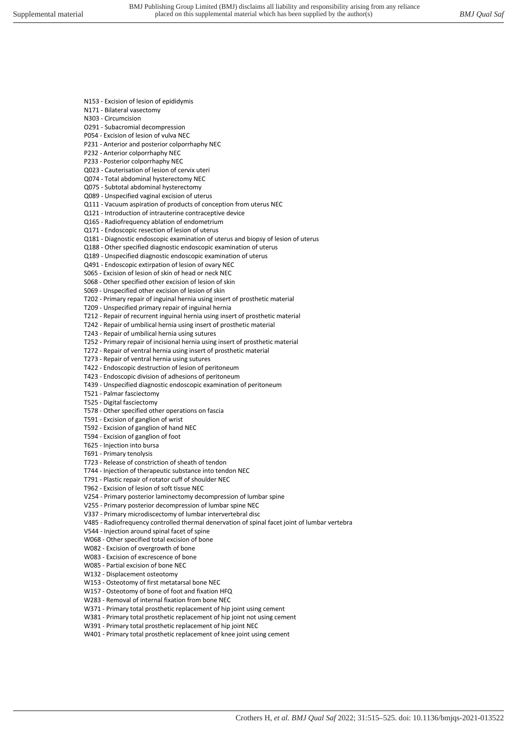N153 - Excision of lesion of epididymis
N171 - Bilateral vasectomy
N303 - Circumcision
O291 - Subacromial decompression
P054 - Excision of lesion of vulva NEC
P231 - Anterior and posterior colporrhaphy NEC
P232 - Anterior colporrhaphy NEC
P233 - Posterior colporrhaphy NEC
Q023 - Cauterisation of lesion of cervix uteri
Q074 - Total abdominal hysterectomy NEC
Q075 - Subtotal abdominal hysterectomy
Q089 - Unspecified vaginal excision of uterus
Q111 - Vacuum aspiration of products of conception from uterus NEC
Q121 - Introduction of intrauterine contraceptive device
Q165 - Radiofrequency ablation of endometrium
Q171 - Endoscopic resection of lesion of uterus
Q181 - Diagnostic endoscopic examination of uterus and biopsy of lesion of uterus
Q188 - Other specified diagnostic endoscopic examination of uterus
Q189 - Unspecified diagnostic endoscopic examination of uterus
Q491 - Endoscopic extirpation of lesion of ovary NEC
S065 - Excision of lesion of skin of head or neck NEC
S068 - Other specified other excision of lesion of skin
S069 - Unspecified other excision of lesion of skin
T202 - Primary repair of inguinal hernia using insert of prosthetic material
T209 - Unspecified primary repair of inguinal hernia
T212 - Repair of recurrent inguinal hernia using insert of prosthetic material
T242 - Repair of umbilical hernia using insert of prosthetic material
T243 - Repair of umbilical hernia using sutures
T252 - Primary repair of incisional hernia using insert of prosthetic material
T272 - Repair of ventral hernia using insert of prosthetic material
T273 - Repair of ventral hernia using sutures
T422 - Endoscopic destruction of lesion of peritoneum
T423 - Endoscopic division of adhesions of peritoneum
T439 - Unspecified diagnostic endoscopic examination of peritoneum
T521 - Palmar fasciectomy
T525 - Digital fasciectomy
T578 - Other specified other operations on fascia
T591 - Excision of ganglion of wrist
T592 - Excision of ganglion of hand NEC
T594 - Excision of ganglion of foot
T625 - Injection into bursa
T691 - Primary tenolysis
T723 - Release of constriction of sheath of tendon
T744 - Injection of therapeutic substance into tendon NEC
T791 - Plastic repair of rotator cuff of shoulder NEC
T962 - Excision of lesion of soft tissue NEC
V254 - Primary posterior laminectomy decompression of lumbar spine
V255 - Primary posterior decompression of lumbar spine NEC
V337 - Primary microdiscectomy of lumbar intervertebral disc
V485 - Radiofrequency controlled thermal denervation of spinal facet joint of lumbar vertebra
V544 - Injection around spinal facet of spine
W068 - Other specified total excision of bone
W082 - Excision of overgrowth of bone
W083 - Excision of excrescence of bone
W085 - Partial excision of bone NEC
W132 - Displacement osteotomy
W153 - Osteotomy of first metatarsal bone NEC
W157 - Osteotomy of bone of foot and fixation HFQ
W283 - Removal of internal fixation from bone NEC
W371 - Primary total prosthetic replacement of hip joint using cement
W381 - Primary total prosthetic replacement of hip joint not using cement
W391 - Primary total prosthetic replacement of hip joint NEC
W401 - Primary total prosthetic replacement of knee joint using cement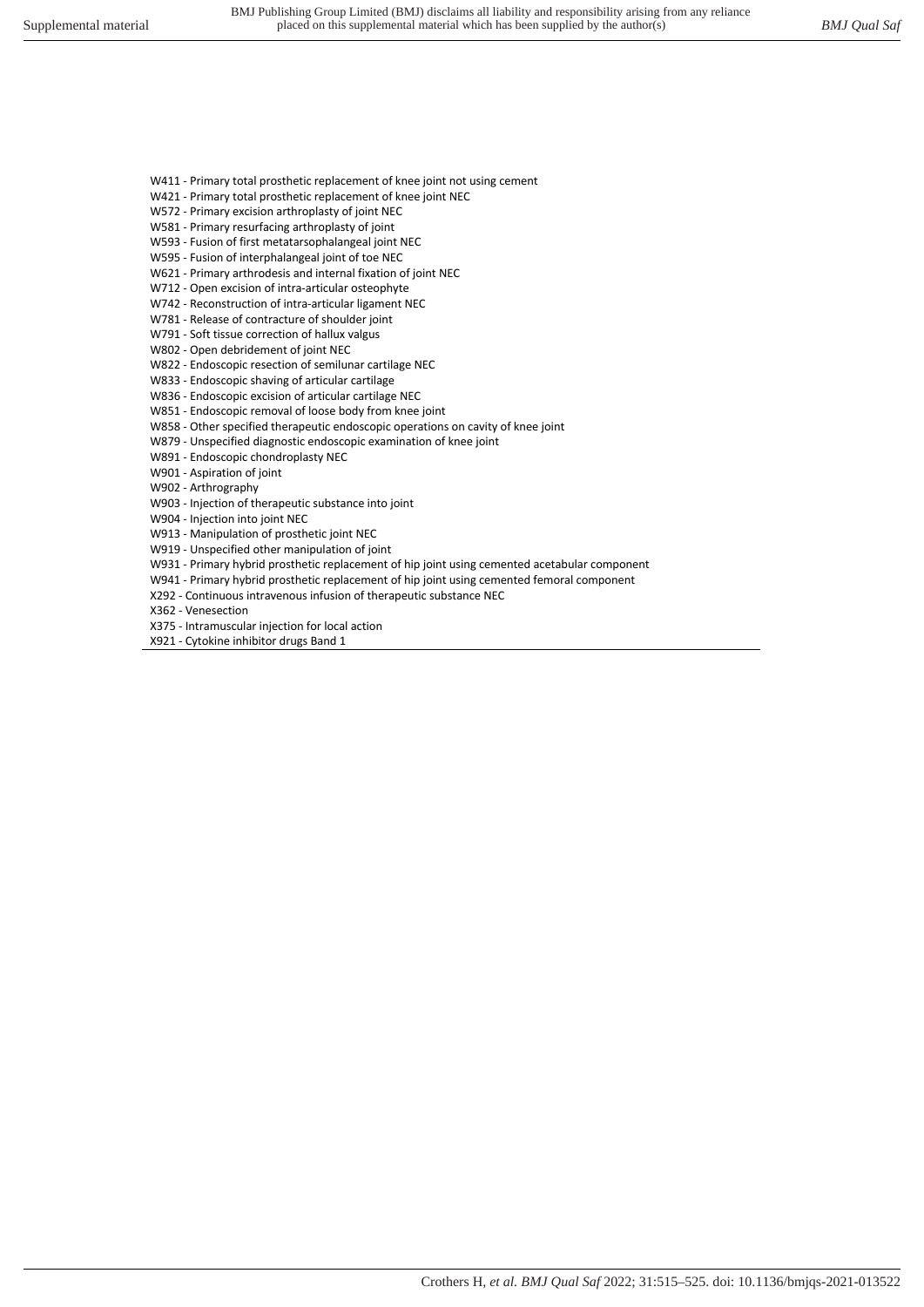W411 - Primary total prosthetic replacement of knee joint not using cement
W421 - Primary total prosthetic replacement of knee joint NEC
W572 - Primary excision arthroplasty of joint NEC
W581 - Primary resurfacing arthroplasty of joint
W593 - Fusion of first metatarsophalangeal joint NEC
W595 - Fusion of interphalangeal joint of toe NEC
W621 - Primary arthrodesis and internal fixation of joint NEC
W712 - Open excision of intra-articular osteophyte
W742 - Reconstruction of intra-articular ligament NEC
W781 - Release of contracture of shoulder joint
W791 - Soft tissue correction of hallux valgus
W802 - Open debridement of joint NEC
W822 - Endoscopic resection of semilunar cartilage NEC
W833 - Endoscopic shaving of articular cartilage
W836 - Endoscopic excision of articular cartilage NEC
W851 - Endoscopic removal of loose body from knee joint
W858 - Other specified therapeutic endoscopic operations on cavity of knee joint
W879 - Unspecified diagnostic endoscopic examination of knee joint
W891 - Endoscopic chondroplasty NEC
W901 - Aspiration of joint
W902 - Arthrography
W903 - Injection of therapeutic substance into joint
W904 - Injection into joint NEC
W913 - Manipulation of prosthetic joint NEC
W919 - Unspecified other manipulation of joint
W931 - Primary hybrid prosthetic replacement of hip joint using cemented acetabular component
W941 - Primary hybrid prosthetic replacement of hip joint using cemented femoral component
X292 - Continuous intravenous infusion of therapeutic substance NEC
X362 - Venesection
X375 - Intramuscular injection for local action
X921 - Cytokine inhibitor drugs Band 1